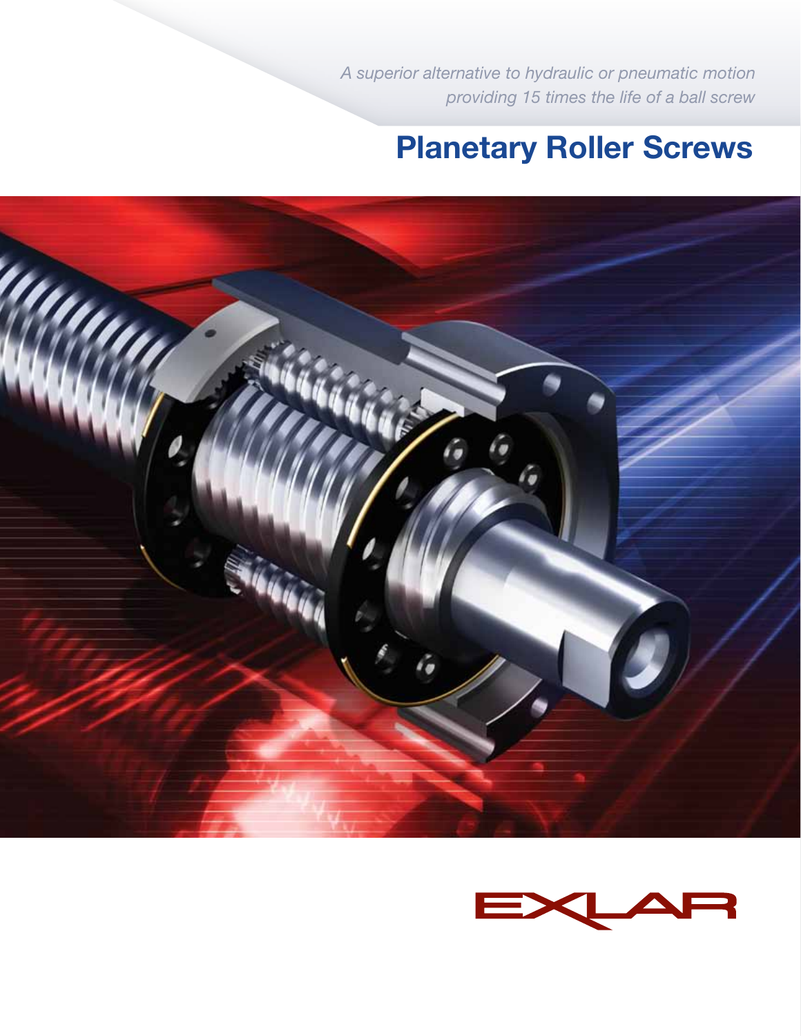*A superior alternative to hydraulic or pneumatic motion providing 15 times the life of a ball screw*

# Planetary Roller Screws

EXLAR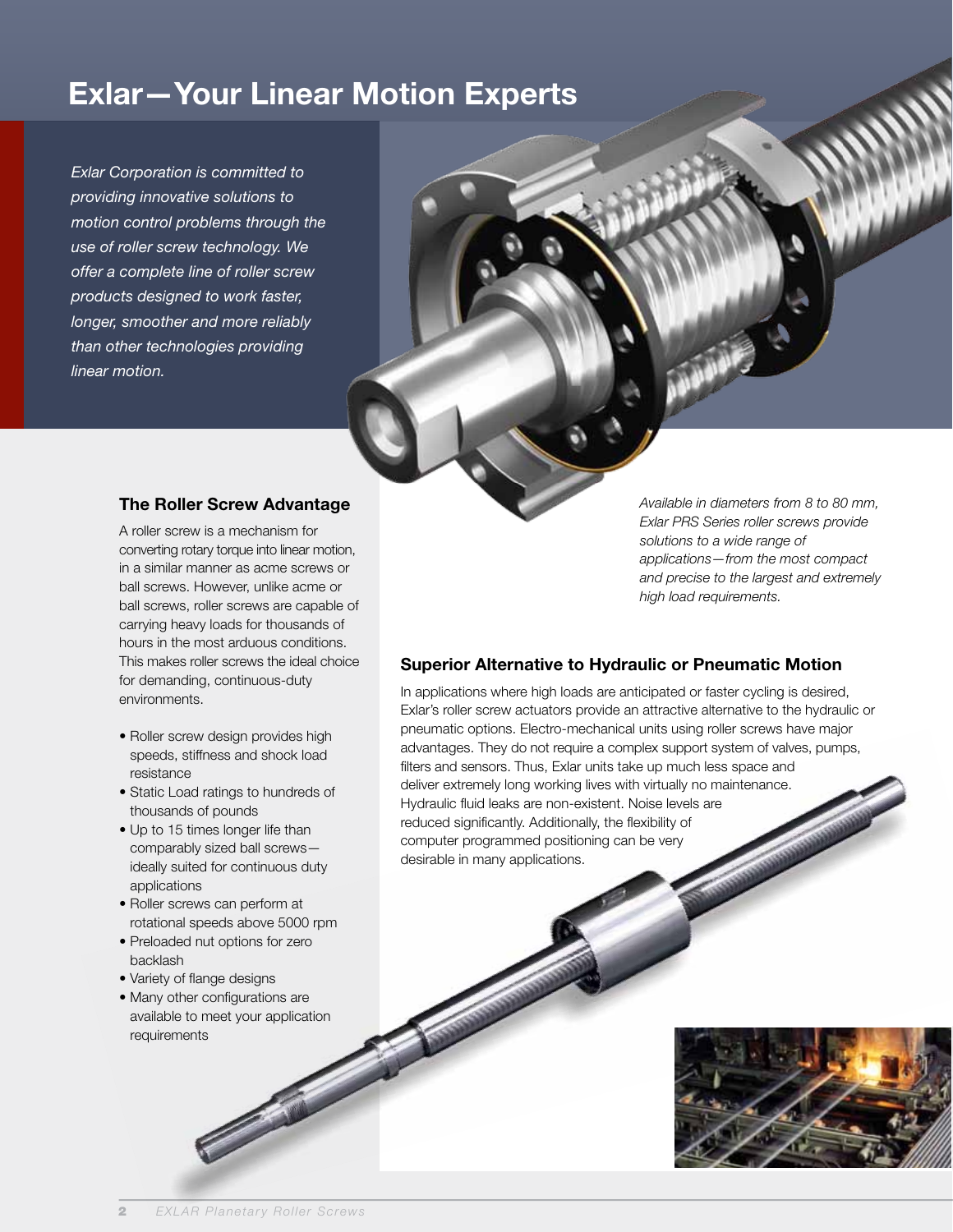# Exlar—Your Linear Motion Experts

*Exlar Corporation is committed to providing innovative solutions to motion control problems through the use of roller screw technology. We offer a complete line of roller screw products designed to work faster, longer, smoother and more reliably than other technologies providing linear motion.*

## The Roller Screw Advantage

A roller screw is a mechanism for converting rotary torque into linear motion, in a similar manner as acme screws or ball screws. However, unlike acme or ball screws, roller screws are capable of carrying heavy loads for thousands of hours in the most arduous conditions. This makes roller screws the ideal choice for demanding, continuous-duty environments.

- Roller screw design provides high speeds, stiffness and shock load resistance
- Static Load ratings to hundreds of thousands of pounds
- Up to 15 times longer life than comparably sized ball screws—ideally suited for continuous duty applications
- Roller screws can perform at rotational speeds above 5000 rpm
- Preloaded nut options for zero backlash
- Variety of flange designs
- Many other configurations are available to meet your application requirements

*Available in diameters from 8 to 80 mm, Exlar PRS Series roller screws provide solutions to a wide range of applications—from the most compact and precise to the largest and extremely high load requirements.*

## Superior Alternative to Hydraulic or Pneumatic Motion

In applications where high loads are anticipated or faster cycling is desired, Exlar's roller screw actuators provide an attractive alternative to the hydraulic or pneumatic options. Electro-mechanical units using roller screws have major advantages. They do not require a complex support system of valves, pumps, filters and sensors. Thus, Exlar units take up much less space and deliver extremely long working lives with virtually no maintenance. Hydraulic fluid leaks are non-existent. Noise levels are reduced significantly. Additionally, the flexibility of computer programmed positioning can be very desirable in many applications.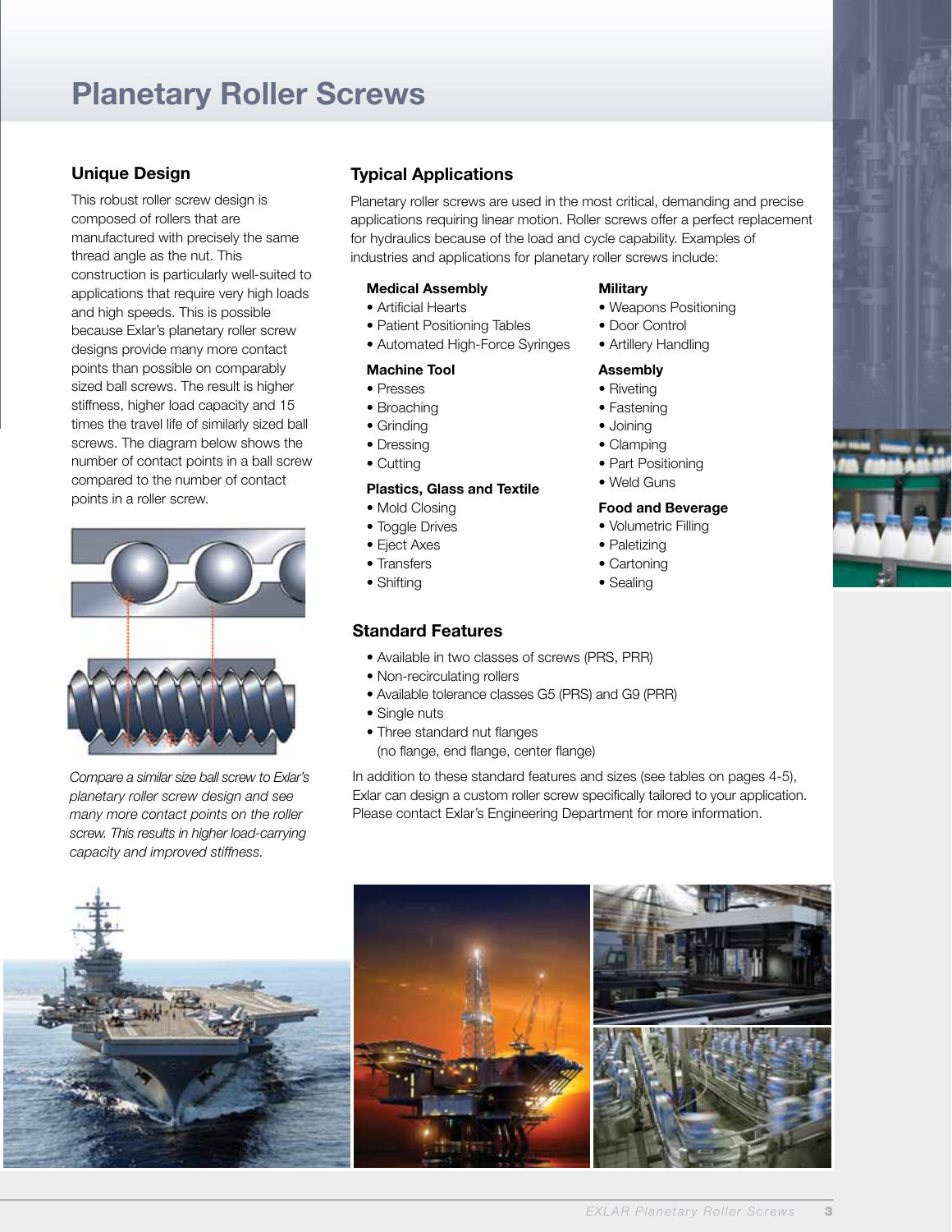# Planetary Roller Screws

## Unique Design

This robust roller screw design is composed of rollers that are manufactured with precisely the same thread angle as the nut. This construction is particularly well-suited to applications that require very high loads and high speeds. This is possible because Exlar's planetary roller screw designs provide many more contact points than possible on comparably sized ball screws. The result is higher stiffness, higher load capacity and 15 times the travel life of similarly sized ball screws. The diagram below shows the number of contact points in a ball screw compared to the number of contact points in a roller screw.

*Compare a similar size ball screw to Exlar's planetary roller screw design and see many more contact points on the roller screw. This results in higher load-carrying capacity and improved stiffness.*

## Typical Applications

Planetary roller screws are used in the most critical, demanding and precise applications requiring linear motion. Roller screws offer a perfect replacement for hydraulics because of the load and cycle capability. Examples of industries and applications for planetary roller screws include:

**Medical Assembly**
- Artificial Hearts
- Patient Positioning Tables
- Automated High-Force Syringes

**Machine Tool**
- Presses
- Broaching
- Grinding
- Dressing
- Cutting

**Plastics, Glass and Textile**
- Mold Closing
- Toggle Drives
- Eject Axes
- Transfers
- Shifting

**Military**
- Weapons Positioning
- Door Control
- Artillery Handling

**Assembly**
- Riveting
- Fastening
- Joining
- Clamping
- Part Positioning
- Weld Guns

**Food and Beverage**
- Volumetric Filling
- Paletizing
- Cartoning
- Sealing

## Standard Features

- Available in two classes of screws (PRS, PRR)
- Non-recirculating rollers
- Available tolerance classes G5 (PRS) and G9 (PRR)
- Single nuts
- Three standard nut flanges (no flange, end flange, center flange)

In addition to these standard features and sizes (see tables on pages 4-5), Exlar can design a custom roller screw specifically tailored to your application. Please contact Exlar's Engineering Department for more information.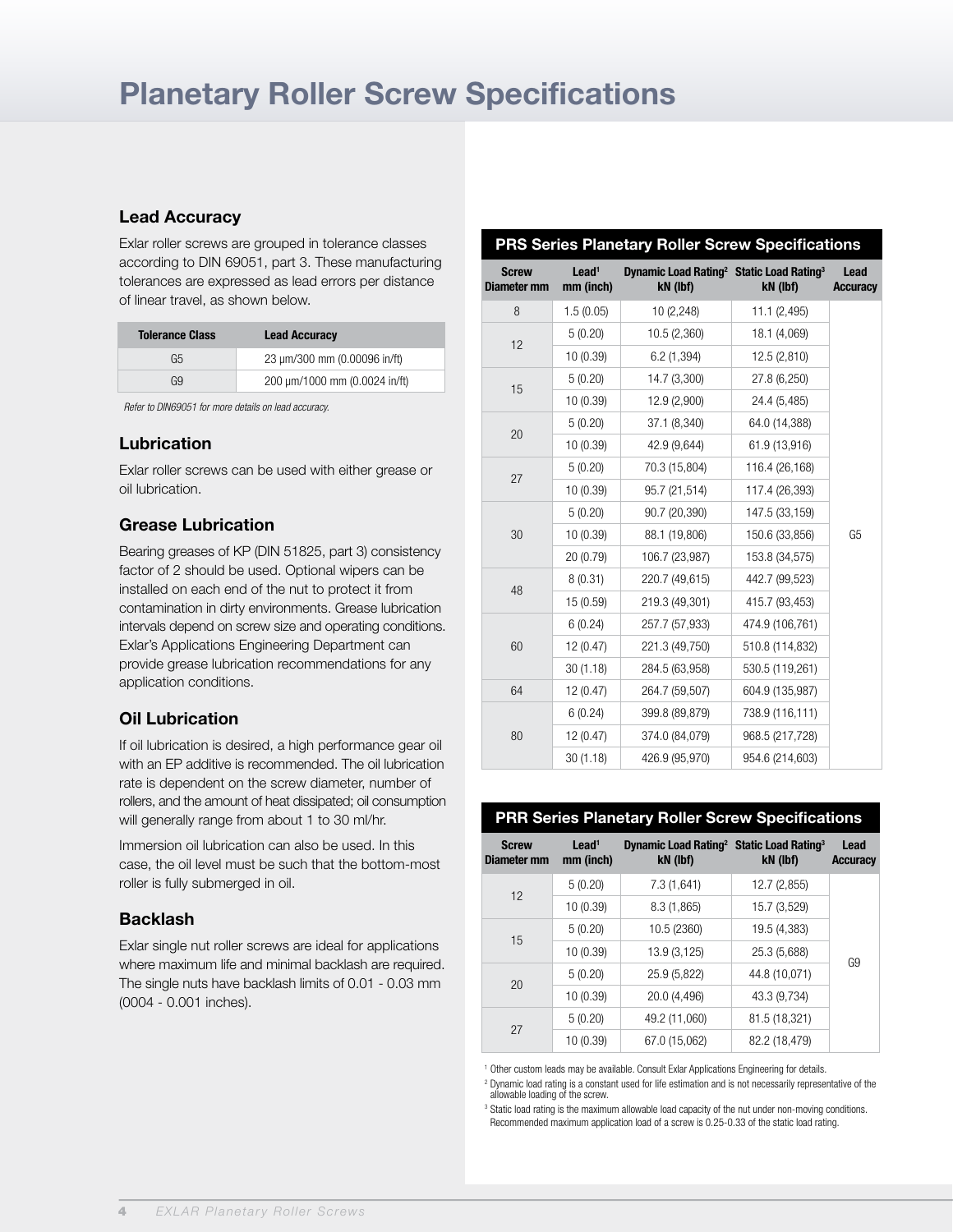# Planetary Roller Screw Specifications

## Lead Accuracy

Exlar roller screws are grouped in tolerance classes according to DIN 69051, part 3. These manufacturing tolerances are expressed as lead errors per distance of linear travel, as shown below.

| Tolerance Class | Lead Accuracy |
|---|---|
| G5 | 23 μm/300 mm (0.00096 in/ft) |
| G9 | 200 μm/1000 mm (0.0024 in/ft) |

*Refer to DIN69051 for more details on lead accuracy.*

## Lubrication

Exlar roller screws can be used with either grease or oil lubrication.

## Grease Lubrication

Bearing greases of KP (DIN 51825, part 3) consistency factor of 2 should be used. Optional wipers can be installed on each end of the nut to protect it from contamination in dirty environments. Grease lubrication intervals depend on screw size and operating conditions. Exlar's Applications Engineering Department can provide grease lubrication recommendations for any application conditions.

## Oil Lubrication

If oil lubrication is desired, a high performance gear oil with an EP additive is recommended. The oil lubrication rate is dependent on the screw diameter, number of rollers, and the amount of heat dissipated; oil consumption will generally range from about 1 to 30 ml/hr.

Immersion oil lubrication can also be used. In this case, the oil level must be such that the bottom-most roller is fully submerged in oil.

## Backlash

Exlar single nut roller screws are ideal for applications where maximum life and minimal backlash are required. The single nuts have backlash limits of 0.01 - 0.03 mm (0004 - 0.001 inches).

## PRS Series Planetary Roller Screw Specifications

| Screw Diameter mm | Lead[1] mm (inch) | Dynamic Load Rating[2] kN (lbf) | Static Load Rating[3] kN (lbf) | Lead Accuracy |
|---|---|---|---|---|
| 8 | 1.5 (0.05) | 10 (2,248) | 11.1 (2,495) | G5 |
| 12 | 5 (0.20) | 10.5 (2,360) | 18.1 (4,069) | |
| | 10 (0.39) | 6.2 (1,394) | 12.5 (2,810) | |
| 15 | 5 (0.20) | 14.7 (3,300) | 27.8 (6,250) | |
| | 10 (0.39) | 12.9 (2,900) | 24.4 (5,485) | |
| 20 | 5 (0.20) | 37.1 (8,340) | 64.0 (14,388) | |
| | 10 (0.39) | 42.9 (9,644) | 61.9 (13,916) | |
| 27 | 5 (0.20) | 70.3 (15,804) | 116.4 (26,168) | |
| | 10 (0.39) | 95.7 (21,514) | 117.4 (26,393) | |
| 30 | 5 (0.20) | 90.7 (20,390) | 147.5 (33,159) | |
| | 10 (0.39) | 88.1 (19,806) | 150.6 (33,856) | |
| | 20 (0.79) | 106.7 (23,987) | 153.8 (34,575) | |
| 48 | 8 (0.31) | 220.7 (49,615) | 442.7 (99,523) | |
| | 15 (0.59) | 219.3 (49,301) | 415.7 (93,453) | |
| 60 | 6 (0.24) | 257.7 (57,933) | 474.9 (106,761) | |
| | 12 (0.47) | 221.3 (49,750) | 510.8 (114,832) | |
| | 30 (1.18) | 284.5 (63,958) | 530.5 (119,261) | |
| 64 | 12 (0.47) | 264.7 (59,507) | 604.9 (135,987) | |
| 80 | 6 (0.24) | 399.8 (89,879) | 738.9 (116,111) | |
| | 12 (0.47) | 374.0 (84,079) | 968.5 (217,728) | |
| | 30 (1.18) | 426.9 (95,970) | 954.6 (214,603) | |

## PRR Series Planetary Roller Screw Specifications

| Screw Diameter mm | Lead[1] mm (inch) | Dynamic Load Rating[2] kN (lbf) | Static Load Rating[3] kN (lbf) | Lead Accuracy |
|---|---|---|---|---|
| 12 | 5 (0.20) | 7.3 (1,641) | 12.7 (2,855) | G9 |
| | 10 (0.39) | 8.3 (1,865) | 15.7 (3,529) | |
| 15 | 5 (0.20) | 10.5 (2360) | 19.5 (4,383) | |
| | 10 (0.39) | 13.9 (3,125) | 25.3 (5,688) | |
| 20 | 5 (0.20) | 25.9 (5,822) | 44.8 (10,071) | |
| | 10 (0.39) | 20.0 (4,496) | 43.3 (9,734) | |
| 27 | 5 (0.20) | 49.2 (11,060) | 81.5 (18,321) | |
| | 10 (0.39) | 67.0 (15,062) | 82.2 (18,479) | |

[1] Other custom leads may be available. Consult Exlar Applications Engineering for details.

[2] Dynamic load rating is a constant used for life estimation and is not necessarily representative of the allowable loading of the screw.

[3] Static load rating is the maximum allowable load capacity of the nut under non-moving conditions. Recommended maximum application load of a screw is 0.25-0.33 of the static load rating.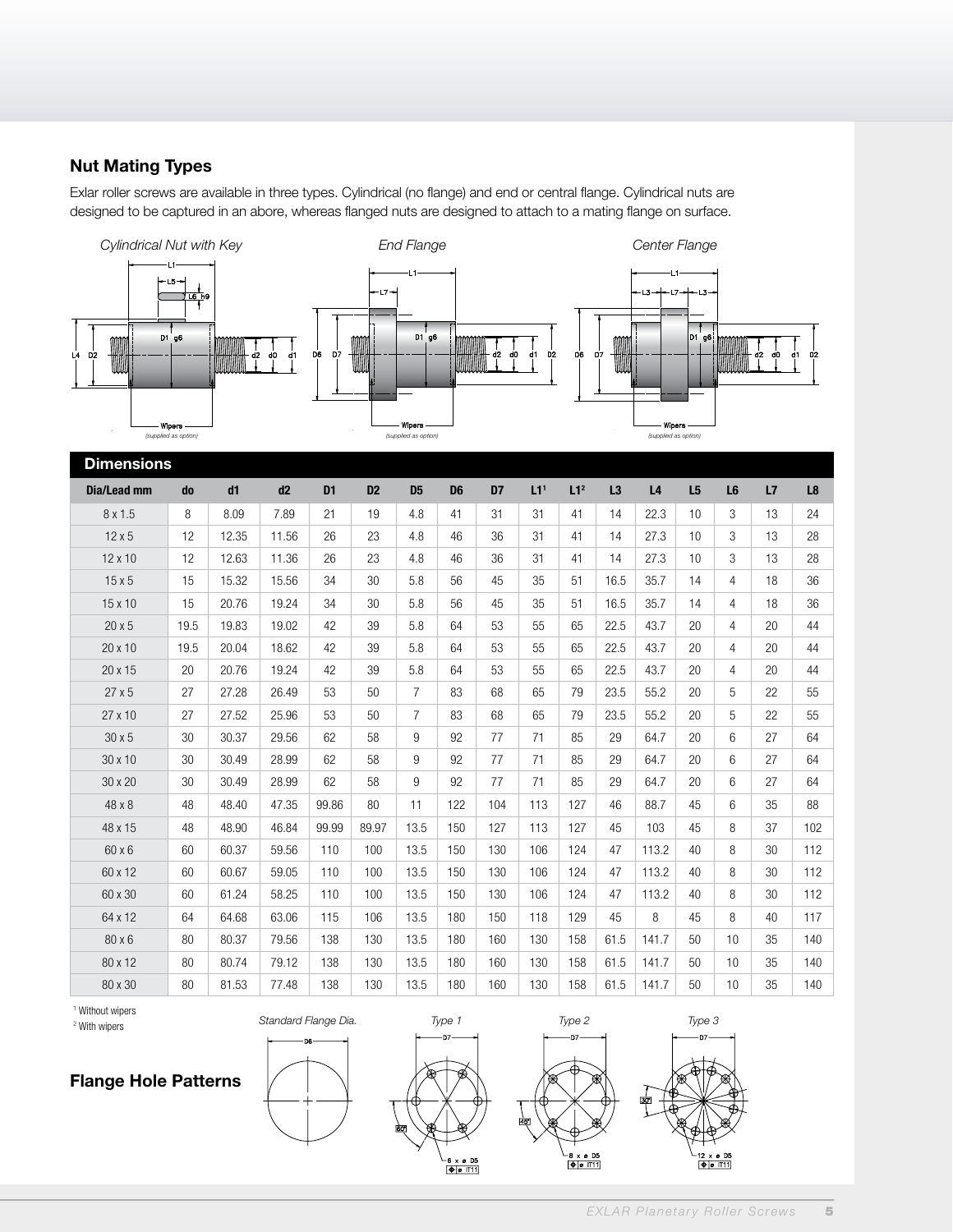## Nut Mating Types

Exlar roller screws are available in three types. Cylindrical (no flange) and end or central flange. Cylindrical nuts are designed to be captured in an abore, whereas flanged nuts are designed to attach to a mating flange on surface.

*Cylindrical Nut with Key* *End Flange* *Center Flange*

Wipers (supplied as option)

## Dimensions

| Dia/Lead mm | do | d1 | d2 | D1 | D2 | D5 | D6 | D7 | L1[1] | L1[2] | L3 | L4 | L5 | L6 | L7 | L8 |
|---|---|---|---|---|---|---|---|---|---|---|---|---|---|---|---|---|
| 8 x 1.5 | 8 | 8.09 | 7.89 | 21 | 19 | 4.8 | 41 | 31 | 31 | 41 | 14 | 22.3 | 10 | 3 | 13 | 24 |
| 12 x 5 | 12 | 12.35 | 11.56 | 26 | 23 | 4.8 | 46 | 36 | 31 | 41 | 14 | 27.3 | 10 | 3 | 13 | 28 |
| 12 x 10 | 12 | 12.63 | 11.36 | 26 | 23 | 4.8 | 46 | 36 | 31 | 41 | 14 | 27.3 | 10 | 3 | 13 | 28 |
| 15 x 5 | 15 | 15.32 | 15.56 | 34 | 30 | 5.8 | 56 | 45 | 35 | 51 | 16.5 | 35.7 | 14 | 4 | 18 | 36 |
| 15 x 10 | 15 | 20.76 | 19.24 | 34 | 30 | 5.8 | 56 | 45 | 35 | 51 | 16.5 | 35.7 | 14 | 4 | 18 | 36 |
| 20 x 5 | 19.5 | 19.83 | 19.02 | 42 | 39 | 5.8 | 64 | 53 | 55 | 65 | 22.5 | 43.7 | 20 | 4 | 20 | 44 |
| 20 x 10 | 19.5 | 20.04 | 18.62 | 42 | 39 | 5.8 | 64 | 53 | 55 | 65 | 22.5 | 43.7 | 20 | 4 | 20 | 44 |
| 20 x 15 | 20 | 20.76 | 19.24 | 42 | 39 | 5.8 | 64 | 53 | 55 | 65 | 22.5 | 43.7 | 20 | 4 | 20 | 44 |
| 27 x 5 | 27 | 27.28 | 26.49 | 53 | 50 | 7 | 83 | 68 | 65 | 79 | 23.5 | 55.2 | 20 | 5 | 22 | 55 |
| 27 x 10 | 27 | 27.52 | 25.96 | 53 | 50 | 7 | 83 | 68 | 65 | 79 | 23.5 | 55.2 | 20 | 5 | 22 | 55 |
| 30 x 5 | 30 | 30.37 | 29.56 | 62 | 58 | 9 | 92 | 77 | 71 | 85 | 29 | 64.7 | 20 | 6 | 27 | 64 |
| 30 x 10 | 30 | 30.49 | 28.99 | 62 | 58 | 9 | 92 | 77 | 71 | 85 | 29 | 64.7 | 20 | 6 | 27 | 64 |
| 30 x 20 | 30 | 30.49 | 28.99 | 62 | 58 | 9 | 92 | 77 | 71 | 85 | 29 | 64.7 | 20 | 6 | 27 | 64 |
| 48 x 8 | 48 | 48.40 | 47.35 | 99.86 | 80 | 11 | 122 | 104 | 113 | 127 | 46 | 88.7 | 45 | 6 | 35 | 88 |
| 48 x 15 | 48 | 48.90 | 46.84 | 99.99 | 89.97 | 13.5 | 150 | 127 | 113 | 127 | 45 | 103 | 45 | 8 | 37 | 102 |
| 60 x 6 | 60 | 60.37 | 59.56 | 110 | 100 | 13.5 | 150 | 130 | 106 | 124 | 47 | 113.2 | 40 | 8 | 30 | 112 |
| 60 x 12 | 60 | 60.67 | 59.05 | 110 | 100 | 13.5 | 150 | 130 | 106 | 124 | 47 | 113.2 | 40 | 8 | 30 | 112 |
| 60 x 30 | 60 | 61.24 | 58.25 | 110 | 100 | 13.5 | 150 | 130 | 106 | 124 | 47 | 113.2 | 40 | 8 | 30 | 112 |
| 64 x 12 | 64 | 64.68 | 63.06 | 115 | 106 | 13.5 | 180 | 150 | 118 | 129 | 45 | 8 | 45 | 8 | 40 | 117 |
| 80 x 6 | 80 | 80.37 | 79.56 | 138 | 130 | 13.5 | 180 | 160 | 130 | 158 | 61.5 | 141.7 | 50 | 10 | 35 | 140 |
| 80 x 12 | 80 | 80.74 | 79.12 | 138 | 130 | 13.5 | 180 | 160 | 130 | 158 | 61.5 | 141.7 | 50 | 10 | 35 | 140 |
| 80 x 30 | 80 | 81.53 | 77.48 | 138 | 130 | 13.5 | 180 | 160 | 130 | 158 | 61.5 | 141.7 | 50 | 10 | 35 | 140 |

[1] Without wipers
[2] With wipers

## Flange Hole Patterns

*Standard Flange Dia.* *Type 1* *Type 2* *Type 3*

Type 1: 60°, 6 x ø D5
Type 2: 45°, 8 x ø D5
Type 3: 30°, 12 x ø D5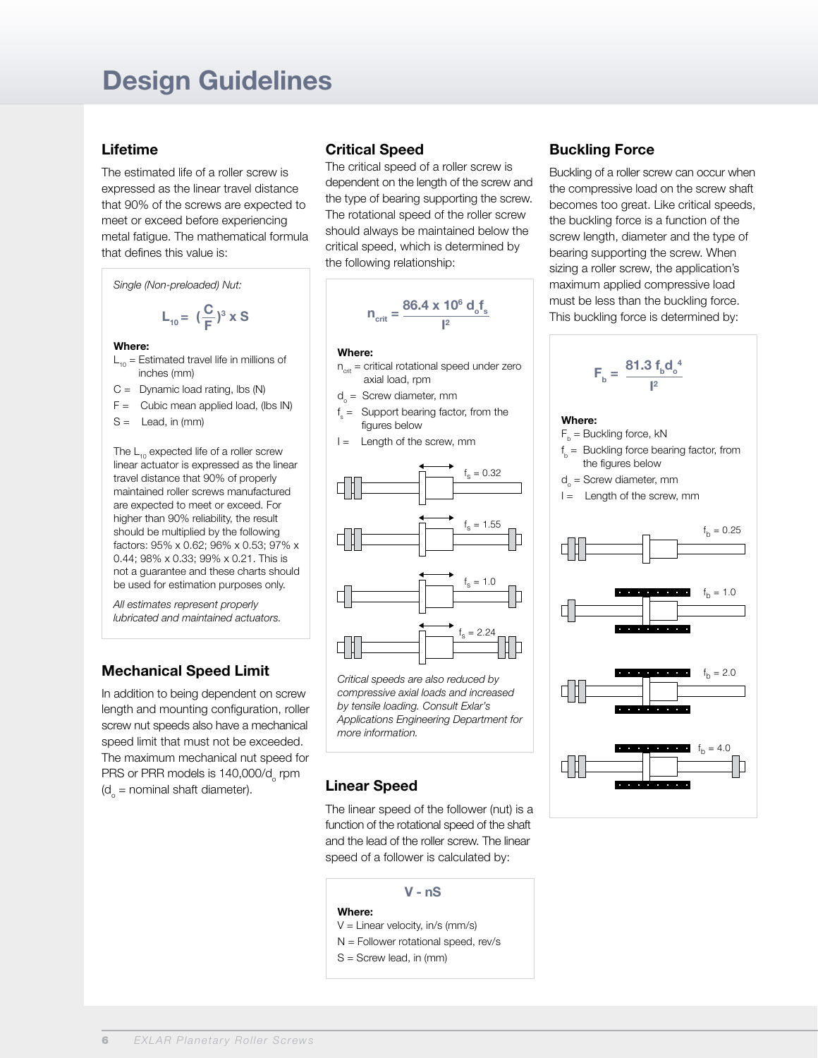# Design Guidelines

## Lifetime

The estimated life of a roller screw is expressed as the linear travel distance that 90% of the screws are expected to meet or exceed before experiencing metal fatigue. The mathematical formula that defines this value is:

*Single (Non-preloaded) Nut:*

$$L_{10} = \left(\frac{C}{F}\right)^3 \times S$$

**Where:**

$L_{10}$ = Estimated travel life in millions of inches (mm)

C = Dynamic load rating, lbs (N)

F = Cubic mean applied load, (lbs IN)

S = Lead, in (mm)

The $L_{10}$ expected life of a roller screw linear actuator is expressed as the linear travel distance that 90% of properly maintained roller screws manufactured are expected to meet or exceed. For higher than 90% reliability, the result should be multiplied by the following factors: 95% x 0.62; 96% x 0.53; 97% x 0.44; 98% x 0.33; 99% x 0.21. This is not a guarantee and these charts should be used for estimation purposes only.

*All estimates represent properly lubricated and maintained actuators.*

## Mechanical Speed Limit

In addition to being dependent on screw length and mounting configuration, roller screw nut speeds also have a mechanical speed limit that must not be exceeded. The maximum mechanical nut speed for PRS or PRR models is 140,000/$d_o$ rpm ($d_o$ = nominal shaft diameter).

## Critical Speed

The critical speed of a roller screw is dependent on the length of the screw and the type of bearing supporting the screw. The rotational speed of the roller screw should always be maintained below the critical speed, which is determined by the following relationship:

$$n_{crit} = \frac{86.4 \times 10^6 \, d_o f_s}{l^2}$$

**Where:**

$n_{crit}$ = critical rotational speed under zero axial load, rpm

$d_o$ = Screw diameter, mm

$f_s$ = Support bearing factor, from the figures below

l = Length of the screw, mm

$f_s$ = 0.32

$f_s$ = 1.55

$f_s$ = 1.0

$f_s$ = 2.24

*Critical speeds are also reduced by compressive axial loads and increased by tensile loading. Consult Exlar's Applications Engineering Department for more information.*

## Linear Speed

The linear speed of the follower (nut) is a function of the rotational speed of the shaft and the lead of the roller screw. The linear speed of a follower is calculated by:

$$V - nS$$

**Where:**

V = Linear velocity, in/s (mm/s)

N = Follower rotational speed, rev/s

S = Screw lead, in (mm)

## Buckling Force

Buckling of a roller screw can occur when the compressive load on the screw shaft becomes too great. Like critical speeds, the buckling force is a function of the screw length, diameter and the type of bearing supporting the screw. When sizing a roller screw, the application's maximum applied compressive load must be less than the buckling force. This buckling force is determined by:

$$F_b = \frac{81.3 \, f_b d_o^4}{l^2}$$

**Where:**

$F_b$ = Buckling force, kN

$f_b$ = Buckling force bearing factor, from the figures below

$d_o$ = Screw diameter, mm

l = Length of the screw, mm

$f_b$ = 0.25

$f_b$ = 1.0

$f_b$ = 2.0

$f_b$ = 4.0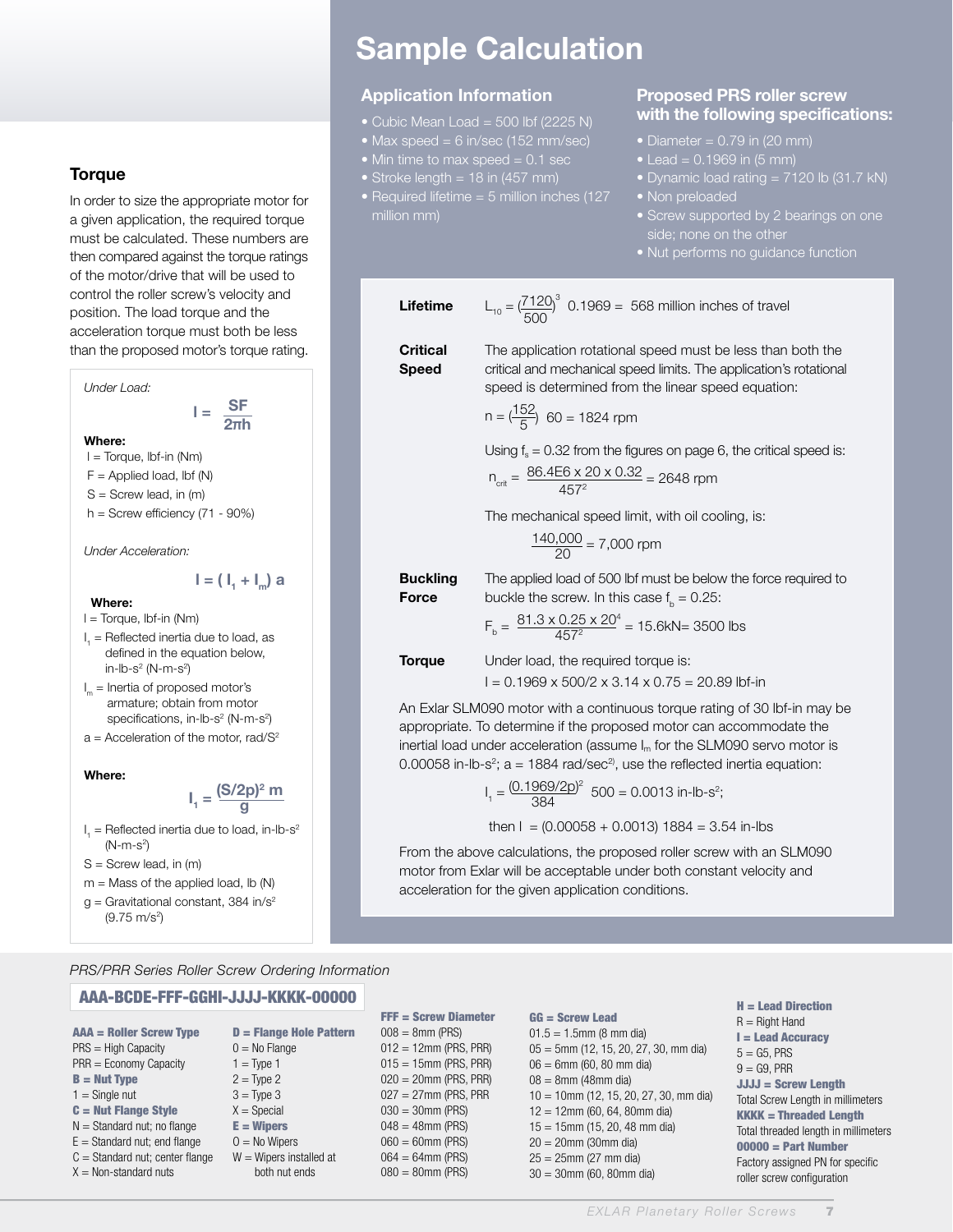## Torque

In order to size the appropriate motor for a given application, the required torque must be calculated. These numbers are then compared against the torque ratings of the motor/drive that will be used to control the roller screw's velocity and position. The load torque and the acceleration torque must both be less than the proposed motor's torque rating.

*Under Load:*

$$I = \frac{SF}{2\pi h}$$

**Where:**

I = Torque, lbf-in (Nm)
F = Applied load, lbf (N)
S = Screw lead, in (m)
h = Screw efficiency (71 - 90%)

*Under Acceleration:*

$$I = (I_1 + I_m)\, a$$

**Where:**

I = Torque, lbf-in (Nm)
$I_1$ = Reflected inertia due to load, as defined in the equation below, in-lb-s$^2$ (N-m-s$^2$)
$I_m$ = Inertia of proposed motor's armature; obtain from motor specifications, in-lb-s$^2$ (N-m-s$^2$)
a = Acceleration of the motor, rad/S$^2$

**Where:**

$$I_1 = \frac{(S/2p)^2\, m}{g}$$

$I_1$ = Reflected inertia due to load, in-lb-s$^2$ (N-m-s$^2$)
S = Screw lead, in (m)
m = Mass of the applied load, lb (N)
g = Gravitational constant, 384 in/s$^2$ (9.75 m/s$^2$)

# Sample Calculation

### Application Information

- Cubic Mean Load = 500 lbf (2225 N)
- Max speed = 6 in/sec (152 mm/sec)
- Min time to max speed = 0.1 sec
- Stroke length = 18 in (457 mm)
- Required lifetime = 5 million inches (127 million mm)

### Proposed PRS roller screw with the following specifications:

- Diameter = 0.79 in (20 mm)
- Lead = 0.1969 in (5 mm)
- Dynamic load rating = 7120 lb (31.7 kN)
- Non preloaded
- Screw supported by 2 bearings on one side; none on the other
- Nut performs no guidance function

**Lifetime**

$$L_{10} = \left(\frac{7120}{500}\right)^3 0.1969 = 568 \text{ million inches of travel}$$

**Critical Speed**

The application rotational speed must be less than both the critical and mechanical speed limits. The application's rotational speed is determined from the linear speed equation:

$$n = \left(\frac{152}{5}\right) 60 = 1824 \text{ rpm}$$

Using $f_s = 0.32$ from the figures on page 6, the critical speed is:

$$n_{crit} = \frac{86.4E6 \times 20 \times 0.32}{457^2} = 2648 \text{ rpm}$$

The mechanical speed limit, with oil cooling, is:

$$\frac{140{,}000}{20} = 7{,}000 \text{ rpm}$$

**Buckling Force**

The applied load of 500 lbf must be below the force required to buckle the screw. In this case $f_b = 0.25$:

$$F_b = \frac{81.3 \times 0.25 \times 20^4}{457^2} = 15.6\text{kN} = 3500 \text{ lbs}$$

**Torque**

Under load, the required torque is:

$$I = 0.1969 \times 500/2 \times 3.14 \times 0.75 = 20.89 \text{ lbf-in}$$

An Exlar SLM090 motor with a continuous torque rating of 30 lbf-in may be appropriate. To determine if the proposed motor can accommodate the inertial load under acceleration (assume $I_m$ for the SLM090 servo motor is 0.00058 in-lb-s$^2$; a = 1884 rad/sec$^2$), use the reflected inertia equation:

$$I_1 = \frac{(0.1969/2p)^2}{384}\ 500 = 0.0013 \text{ in-lb-s}^2;$$

$$\text{then } I = (0.00058 + 0.0013)\ 1884 = 3.54 \text{ in-lbs}$$

From the above calculations, the proposed roller screw with an SLM090 motor from Exlar will be acceptable under both constant velocity and acceleration for the given application conditions.

*PRS/PRR Series Roller Screw Ordering Information*

**AAA-BCDE-FFF-GGHI-JJJJ-KKKK-00000**

**AAA = Roller Screw Type**
PRS = High Capacity
PRR = Economy Capacity

**B = Nut Type**
1 = Single nut

**C = Nut Flange Style**
N = Standard nut; no flange
E = Standard nut; end flange
C = Standard nut; center flange
X = Non-standard nuts

**D = Flange Hole Pattern**
0 = No Flange
1 = Type 1
2 = Type 2
3 = Type 3
X = Special

**E = Wipers**
0 = No Wipers
W = Wipers installed at both nut ends

**FFF = Screw Diameter**
008 = 8mm (PRS)
012 = 12mm (PRS, PRR)
015 = 15mm (PRS, PRR)
020 = 20mm (PRS, PRR)
027 = 27mm (PRS, PRR
030 = 30mm (PRS)
048 = 48mm (PRS)
060 = 60mm (PRS)
064 = 64mm (PRS)
080 = 80mm (PRS)

**GG = Screw Lead**
01.5 = 1.5mm (8 mm dia)
05 = 5mm (12, 15, 20, 27, 30, mm dia)
06 = 6mm (60, 80 mm dia)
08 = 8mm (48mm dia)
10 = 10mm (12, 15, 20, 27, 30, mm dia)
12 = 12mm (60, 64, 80mm dia)
15 = 15mm (15, 20, 48 mm dia)
20 = 20mm (30mm dia)
25 = 25mm (27 mm dia)
30 = 30mm (60, 80mm dia)

**H = Lead Direction**
R = Right Hand

**I = Lead Accuracy**
5 = G5, PRS
9 = G9, PRR

**JJJJ = Screw Length**
Total Screw Length in millimeters

**KKKK = Threaded Length**
Total threaded length in millimeters

**00000 = Part Number**
Factory assigned PN for specific roller screw configuration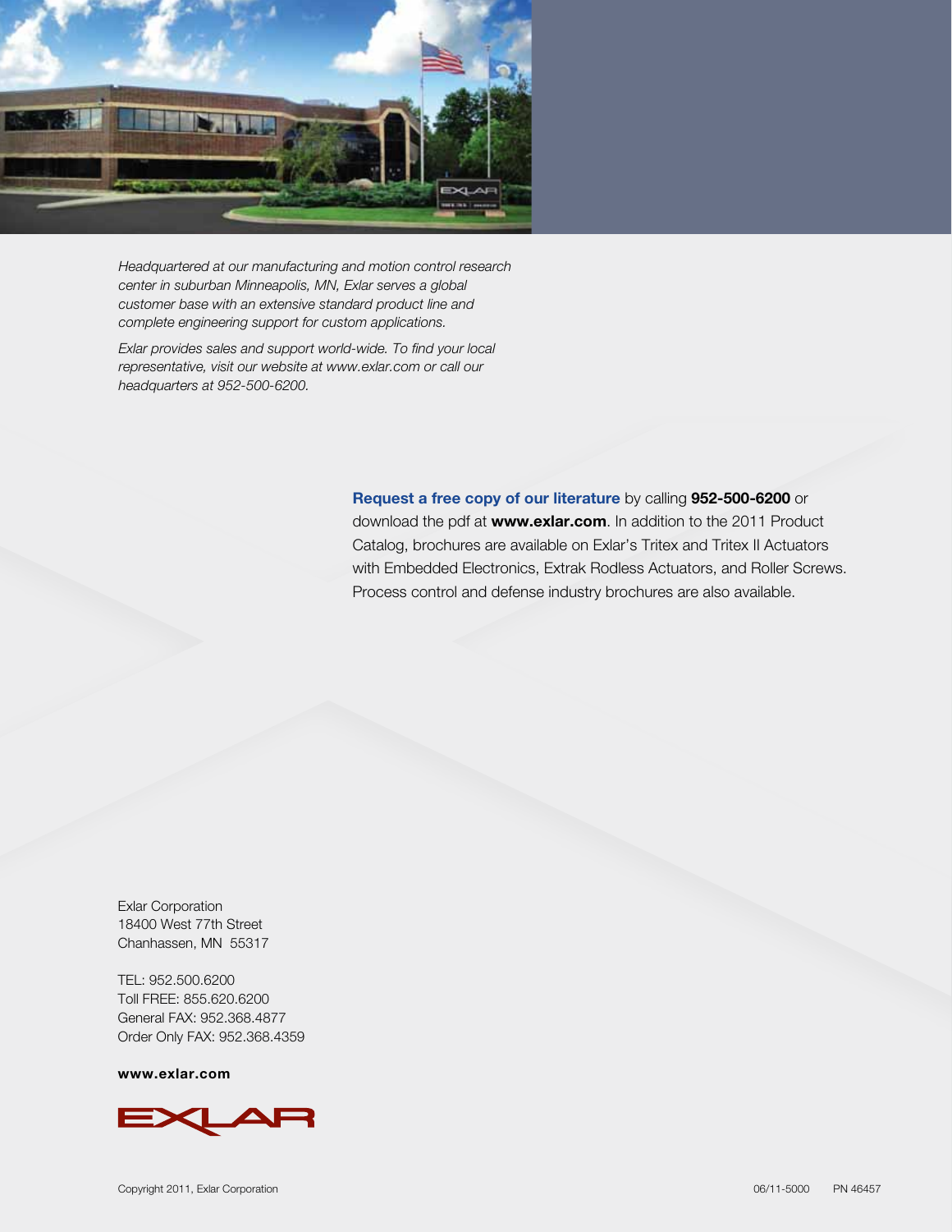*Headquartered at our manufacturing and motion control research center in suburban Minneapolis, MN, Exlar serves a global customer base with an extensive standard product line and complete engineering support for custom applications.*

*Exlar provides sales and support world-wide. To find your local representative, visit our website at www.exlar.com or call our headquarters at 952-500-6200.*

**Request a free copy of our literature** by calling **952-500-6200** or download the pdf at **www.exlar.com**. In addition to the 2011 Product Catalog, brochures are available on Exlar's Tritex and Tritex II Actuators with Embedded Electronics, Extrak Rodless Actuators, and Roller Screws. Process control and defense industry brochures are also available.

Exlar Corporation
18400 West 77th Street
Chanhassen, MN 55317

TEL: 952.500.6200
Toll FREE: 855.620.6200
General FAX: 952.368.4877
Order Only FAX: 952.368.4359

**www.exlar.com**

EXLAR

Copyright 2011, Exlar Corporation

06/11-5000 PN 46457